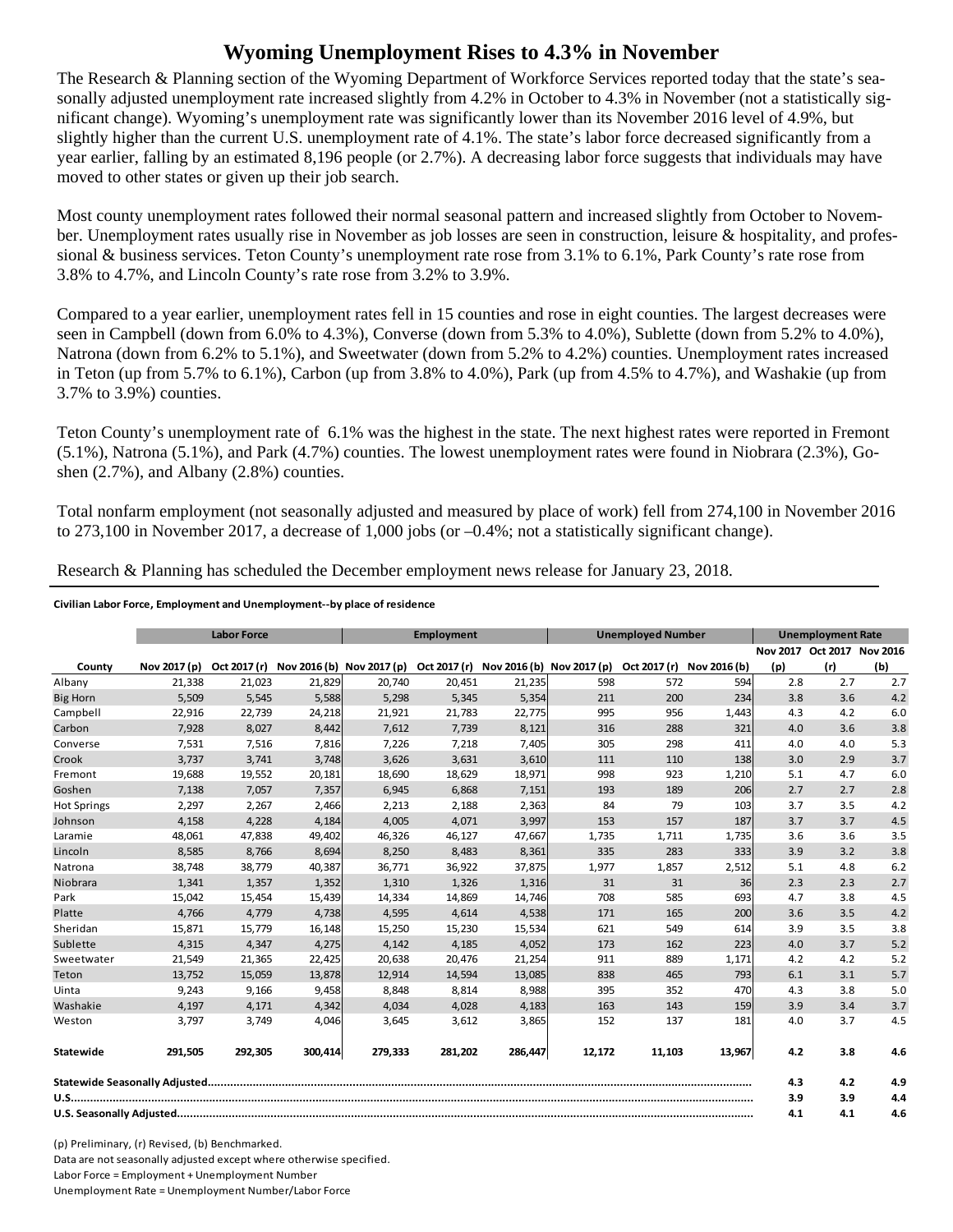# Wyoming Unemployment Rises to 4.3% in November

The Research & Planning section of the Wyoming Department of Workforce Services reported today that the state's seasonally adjusted unemployment rate increased slightly from 4.2% in October to 4.3% in November (not a statistically significant change). Wyoming's unemployment rate was significantly lower than its November 2016 level of 4.9%, but slightly higher than the current U.S. unemployment rate of 4.1%. The state's labor force decreased significantly from a year earlier, falling by an estimated 8,196 people (or 2.7%). A decreasing labor force suggests that individuals may have moved to other states or given up their job search.

Most county unemployment rates followed their normal seasonal pattern and increased slightly from October to November. Unemployment rates usually rise in November as job losses are seen in construction, leisure & hospitality, and professional & business services. Teton County's unemployment rate rose from 3.1% to 6.1%, Park County's rate rose from 3.8% to 4.7%, and Lincoln County's rate rose from 3.2% to 3.9%.

Compared to a year earlier, unemployment rates fell in 15 counties and rose in eight counties. The largest decreases were seen in Campbell (down from 6.0% to 4.3%), Converse (down from 5.3% to 4.0%), Sublette (down from 5.2% to 4.0%), Natrona (down from 6.2% to 5.1%), and Sweetwater (down from 5.2% to 4.2%) counties. Unemployment rates increased in Teton (up from 5.7% to 6.1%), Carbon (up from 3.8% to 4.0%), Park (up from 4.5% to 4.7%), and Washakie (up from 3.7% to 3.9%) counties.

Teton County's unemployment rate of 6.1% was the highest in the state. The next highest rates were reported in Fremont (5.1%), Natrona (5.1%), and Park (4.7%) counties. The lowest unemployment rates were found in Niobrara (2.3%), Goshen (2.7%), and Albany (2.8%) counties.

Total nonfarm employment (not seasonally adjusted and measured by place of work) fell from 274,100 in November 2016 to 273,100 in November 2017, a decrease of 1,000 jobs (or –0.4%; not a statistically significant change).

Research & Planning has scheduled the December employment news release for January 23, 2018.

**Civilian Labor Force, Employment and Unemployment--by place of residence**

| | Labor Force | | | Employment | | | Unemployed Number | | | Unemployment Rate | | |
|---|---|---|---|---|---|---|---|---|---|---|---|---|
| County | Nov 2017 (p) | Oct 2017 (r) | Nov 2016 (b) | Nov 2017 (p) | Oct 2017 (r) | Nov 2016 (b) | Nov 2017 (p) | Oct 2017 (r) | Nov 2016 (b) | Nov 2017 (p) | Oct 2017 (r) | Nov 2016 (b) |
| Albany | 21,338 | 21,023 | 21,829 | 20,740 | 20,451 | 21,235 | 598 | 572 | 594 | 2.8 | 2.7 | 2.7 |
| Big Horn | 5,509 | 5,545 | 5,588 | 5,298 | 5,345 | 5,354 | 211 | 200 | 234 | 3.8 | 3.6 | 4.2 |
| Campbell | 22,916 | 22,739 | 24,218 | 21,921 | 21,783 | 22,775 | 995 | 956 | 1,443 | 4.3 | 4.2 | 6.0 |
| Carbon | 7,928 | 8,027 | 8,442 | 7,612 | 7,739 | 8,121 | 316 | 288 | 321 | 4.0 | 3.6 | 3.8 |
| Converse | 7,531 | 7,516 | 7,816 | 7,226 | 7,218 | 7,405 | 305 | 298 | 411 | 4.0 | 4.0 | 5.3 |
| Crook | 3,737 | 3,741 | 3,748 | 3,626 | 3,631 | 3,610 | 111 | 110 | 138 | 3.0 | 2.9 | 3.7 |
| Fremont | 19,688 | 19,552 | 20,181 | 18,690 | 18,629 | 18,971 | 998 | 923 | 1,210 | 5.1 | 4.7 | 6.0 |
| Goshen | 7,138 | 7,057 | 7,357 | 6,945 | 6,868 | 7,151 | 193 | 189 | 206 | 2.7 | 2.7 | 2.8 |
| Hot Springs | 2,297 | 2,267 | 2,466 | 2,213 | 2,188 | 2,363 | 84 | 79 | 103 | 3.7 | 3.5 | 4.2 |
| Johnson | 4,158 | 4,228 | 4,184 | 4,005 | 4,071 | 3,997 | 153 | 157 | 187 | 3.7 | 3.7 | 4.5 |
| Laramie | 48,061 | 47,838 | 49,402 | 46,326 | 46,127 | 47,667 | 1,735 | 1,711 | 1,735 | 3.6 | 3.6 | 3.5 |
| Lincoln | 8,585 | 8,766 | 8,694 | 8,250 | 8,483 | 8,361 | 335 | 283 | 333 | 3.9 | 3.2 | 3.8 |
| Natrona | 38,748 | 38,779 | 40,387 | 36,771 | 36,922 | 37,875 | 1,977 | 1,857 | 2,512 | 5.1 | 4.8 | 6.2 |
| Niobrara | 1,341 | 1,357 | 1,352 | 1,310 | 1,326 | 1,316 | 31 | 31 | 36 | 2.3 | 2.3 | 2.7 |
| Park | 15,042 | 15,454 | 15,439 | 14,334 | 14,869 | 14,746 | 708 | 585 | 693 | 4.7 | 3.8 | 4.5 |
| Platte | 4,766 | 4,779 | 4,738 | 4,595 | 4,614 | 4,538 | 171 | 165 | 200 | 3.6 | 3.5 | 4.2 |
| Sheridan | 15,871 | 15,779 | 16,148 | 15,250 | 15,230 | 15,534 | 621 | 549 | 614 | 3.9 | 3.5 | 3.8 |
| Sublette | 4,315 | 4,347 | 4,275 | 4,142 | 4,185 | 4,052 | 173 | 162 | 223 | 4.0 | 3.7 | 5.2 |
| Sweetwater | 21,549 | 21,365 | 22,425 | 20,638 | 20,476 | 21,254 | 911 | 889 | 1,171 | 4.2 | 4.2 | 5.2 |
| Teton | 13,752 | 15,059 | 13,878 | 12,914 | 14,594 | 13,085 | 838 | 465 | 793 | 6.1 | 3.1 | 5.7 |
| Uinta | 9,243 | 9,166 | 9,458 | 8,848 | 8,814 | 8,988 | 395 | 352 | 470 | 4.3 | 3.8 | 5.0 |
| Washakie | 4,197 | 4,171 | 4,342 | 4,034 | 4,028 | 4,183 | 163 | 143 | 159 | 3.9 | 3.4 | 3.7 |
| Weston | 3,797 | 3,749 | 4,046 | 3,645 | 3,612 | 3,865 | 152 | 137 | 181 | 4.0 | 3.7 | 4.5 |
| **Statewide** | **291,505** | **292,305** | **300,414** | **279,333** | **281,202** | **286,447** | **12,172** | **11,103** | **13,967** | **4.2** | **3.8** | **4.6** |
| **Statewide Seasonally Adjusted** | | | | | | | | | | **4.3** | **4.2** | **4.9** |
| **U.S.** | | | | | | | | | | **3.9** | **3.9** | **4.4** |
| **U.S. Seasonally Adjusted** | | | | | | | | | | **4.1** | **4.1** | **4.6** |

(p) Preliminary, (r) Revised, (b) Benchmarked.

Data are not seasonally adjusted except where otherwise specified.

Labor Force = Employment + Unemployment Number

Unemployment Rate = Unemployment Number/Labor Force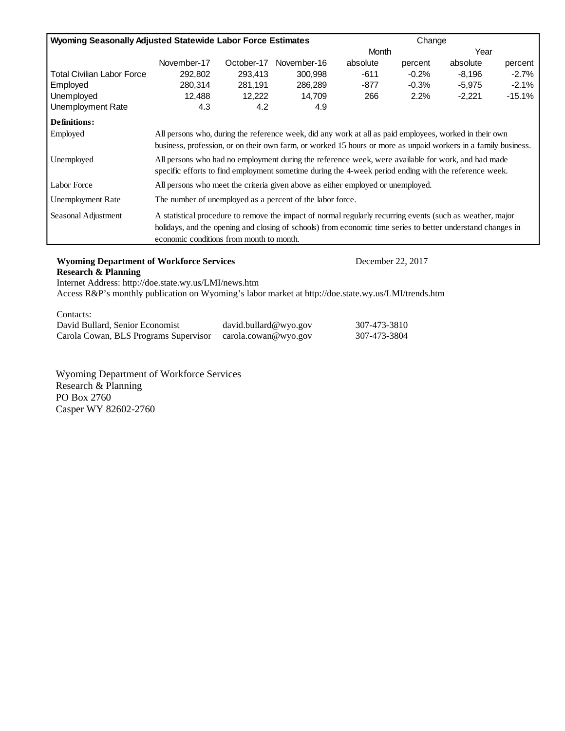| Wyoming Seasonally Adjusted Statewide Labor Force Estimates | | | | Change | | | |
|---|---|---|---|---|---|---|---|
| | | | | Month | | Year | |
| | November-17 | October-17 | November-16 | absolute | percent | absolute | percent |
| Total Civilian Labor Force | 292,802 | 293,413 | 300,998 | -611 | -0.2% | -8,196 | -2.7% |
| Employed | 280,314 | 281,191 | 286,289 | -877 | -0.3% | -5,975 | -2.1% |
| Unemployed | 12,488 | 12,222 | 14,709 | 266 | 2.2% | -2,221 | -15.1% |
| Unemployment Rate | 4.3 | 4.2 | 4.9 | | | | |

**Definitions:**

| | |
|---|---|
| Employed | All persons who, during the reference week, did any work at all as paid employees, worked in their own business, profession, or on their own farm, or worked 15 hours or more as unpaid workers in a family business. |
| Unemployed | All persons who had no employment during the reference week, were available for work, and had made specific efforts to find employment sometime during the 4-week period ending with the reference week. |
| Labor Force | All persons who meet the criteria given above as either employed or unemployed. |
| Unemployment Rate | The number of unemployed as a percent of the labor force. |
| Seasonal Adjustment | A statistical procedure to remove the impact of normal regularly recurring events (such as weather, major holidays, and the opening and closing of schools) from economic time series to better understand changes in economic conditions from month to month. |

**Wyoming Department of Workforce Services**
**Research & Planning**

December 22, 2017

Internet Address: http://doe.state.wy.us/LMI/news.htm
Access R&P's monthly publication on Wyoming's labor market at http://doe.state.wy.us/LMI/trends.htm

Contacts:

| | | |
|---|---|---|
| David Bullard, Senior Economist | david.bullard@wyo.gov | 307-473-3810 |
| Carola Cowan, BLS Programs Supervisor | carola.cowan@wyo.gov | 307-473-3804 |

Wyoming Department of Workforce Services
Research & Planning
PO Box 2760
Casper WY 82602-2760